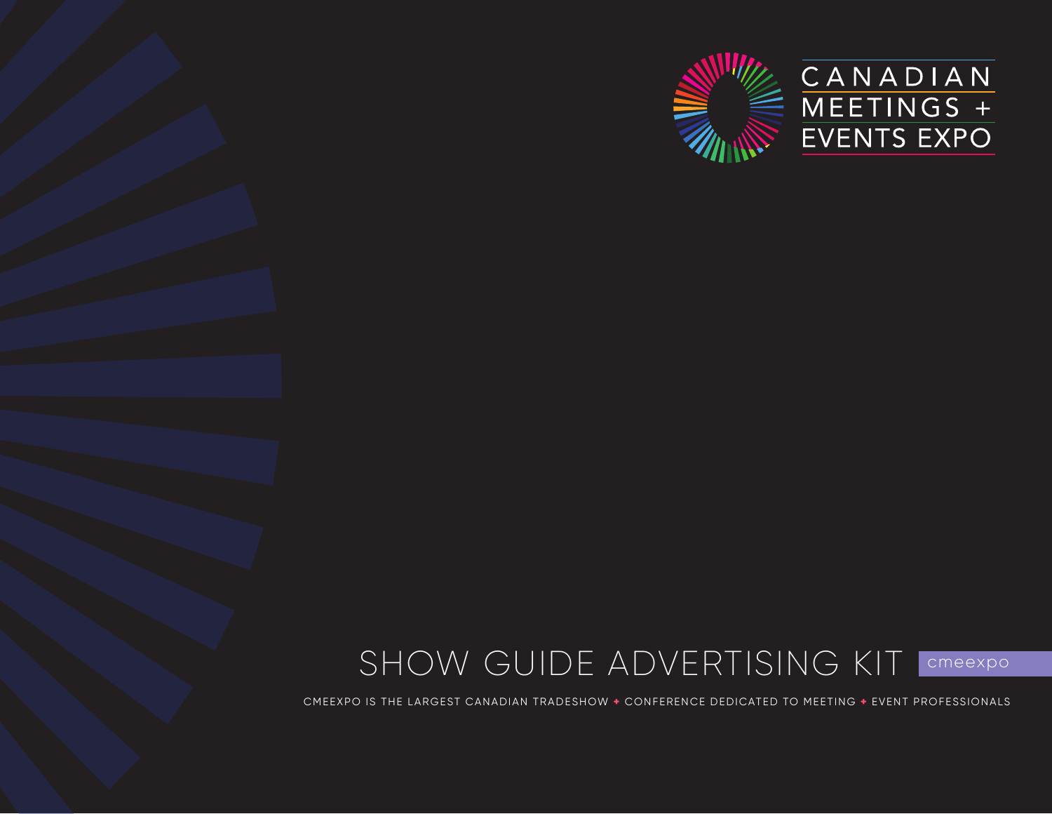CANADIAN MEETINGS + EVENTS EXPO

# SHOW GUIDE ADVERTISING KIT

cmeexpo

CMEEXPO IS THE LARGEST CANADIAN TRADESHOW + CONFERENCE DEDICATED TO MEETING + EVENT PROFESSIONALS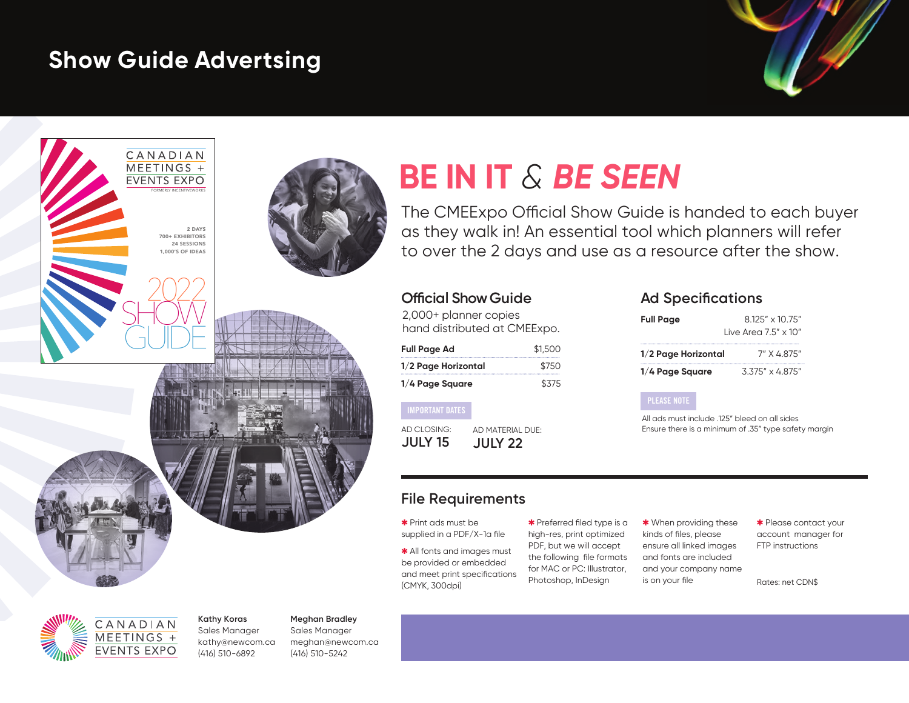# Show Guide Advertsing

## BE IN IT & *BE SEEN*

The CMEExpo Official Show Guide is handed to each buyer as they walk in! An essential tool which planners will refer to over the 2 days and use as a resource after the show.

### Official Show Guide

2,000+ planner copies hand distributed at CMEExpo.

| Ad | Rate |
|---|---|
| **Full Page Ad** | $1,500 |
| **1/2 Page Horizontal** | $750 |
| **1/4 Page Square** | $375 |

**IMPORTANT DATES**

AD CLOSING: **JULY 15**

AD MATERIAL DUE: **JULY 22**

### Ad Specifications

| Ad | Size |
|---|---|
| **Full Page** | 8.125" x 10.75" Live Area 7.5" x 10" |
| **1/2 Page Horizontal** | 7" X 4.875" |
| **1/4 Page Square** | 3.375" x 4.875" |

**PLEASE NOTE**

All ads must include .125" bleed on all sides
Ensure there is a minimum of .35" type safety margin

### File Requirements

* Print ads must be supplied in a PDF/X-1a file
* All fonts and images must be provided or embedded and meet print specifications (CMYK, 300dpi)
* Preferred filed type is a high-res, print optimized PDF, but we will accept the following file formats for MAC or PC: Illustrator, Photoshop, InDesign
* When providing these kinds of files, please ensure all linked images and fonts are included and your company name is on your file
* Please contact your account manager for FTP instructions

Rates: net CDN$

CANADIAN MEETINGS + EVENTS EXPO

**Kathy Koras**
Sales Manager
kathy@newcom.ca
(416) 510-6892

**Meghan Bradley**
Sales Manager
meghan@newcom.ca
(416) 510-5242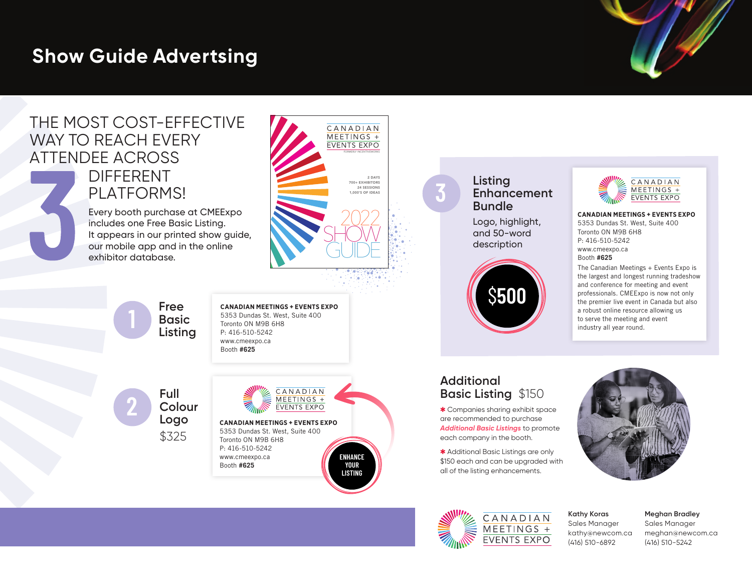# Show Guide Advertsing

## THE MOST COST-EFFECTIVE WAY TO REACH EVERY ATTENDEE ACROSS 3 DIFFERENT PLATFORMS!

Every booth purchase at CMEExpo includes one Free Basic Listing. It appears in our printed show guide, our mobile app and in the online exhibitor database.

CANADIAN MEETINGS + EVENTS EXPO
FORMERLY INCENTIVEWORKS

2 DAYS
700+ EXHIBITORS
24 SESSIONS
1,000'S OF IDEAS

2022 SHOW GUIDE

### 1 Free Basic Listing

**CANADIAN MEETINGS + EVENTS EXPO**
5353 Dundas St. West, Suite 400
Toronto ON M9B 6H8
P: 416-510-5242
www.cmeexpo.ca
Booth **#625**

### 2 Full Colour Logo $325

CANADIAN MEETINGS + EVENTS EXPO

**CANADIAN MEETINGS + EVENTS EXPO**
5353 Dundas St. West, Suite 400
Toronto ON M9B 6H8
P: 416-510-5242
www.cmeexpo.ca
Booth **#625**

ENHANCE YOUR LISTING

### 3 Listing Enhancement Bundle

Logo, highlight, and 50-word description

$500

CANADIAN MEETINGS + EVENTS EXPO

**CANADIAN MEETINGS + EVENTS EXPO**
5353 Dundas St. West, Suite 400
Toronto ON M9B 6H8
P: 416-510-5242
www.cmeexpo.ca
Booth **#625**
The Canadian Meetings + Events Expo is the largest and longest running tradeshow and conference for meeting and event professionals. CMEExpo is now not only the premier live event in Canada but also a robust online resource allowing us to serve the meeting and event industry all year round.

### Additional Basic Listing $150

* Companies sharing exhibit space are recommended to purchase ***Additional Basic Listings*** to promote each company in the booth.
* Additional Basic Listings are only $150 each and can be upgraded with all of the listing enhancements.

CANADIAN MEETINGS + EVENTS EXPO

**Kathy Koras**
Sales Manager
kathy@newcom.ca
(416) 510-6892

**Meghan Bradley**
Sales Manager
meghan@newcom.ca
(416) 510-5242